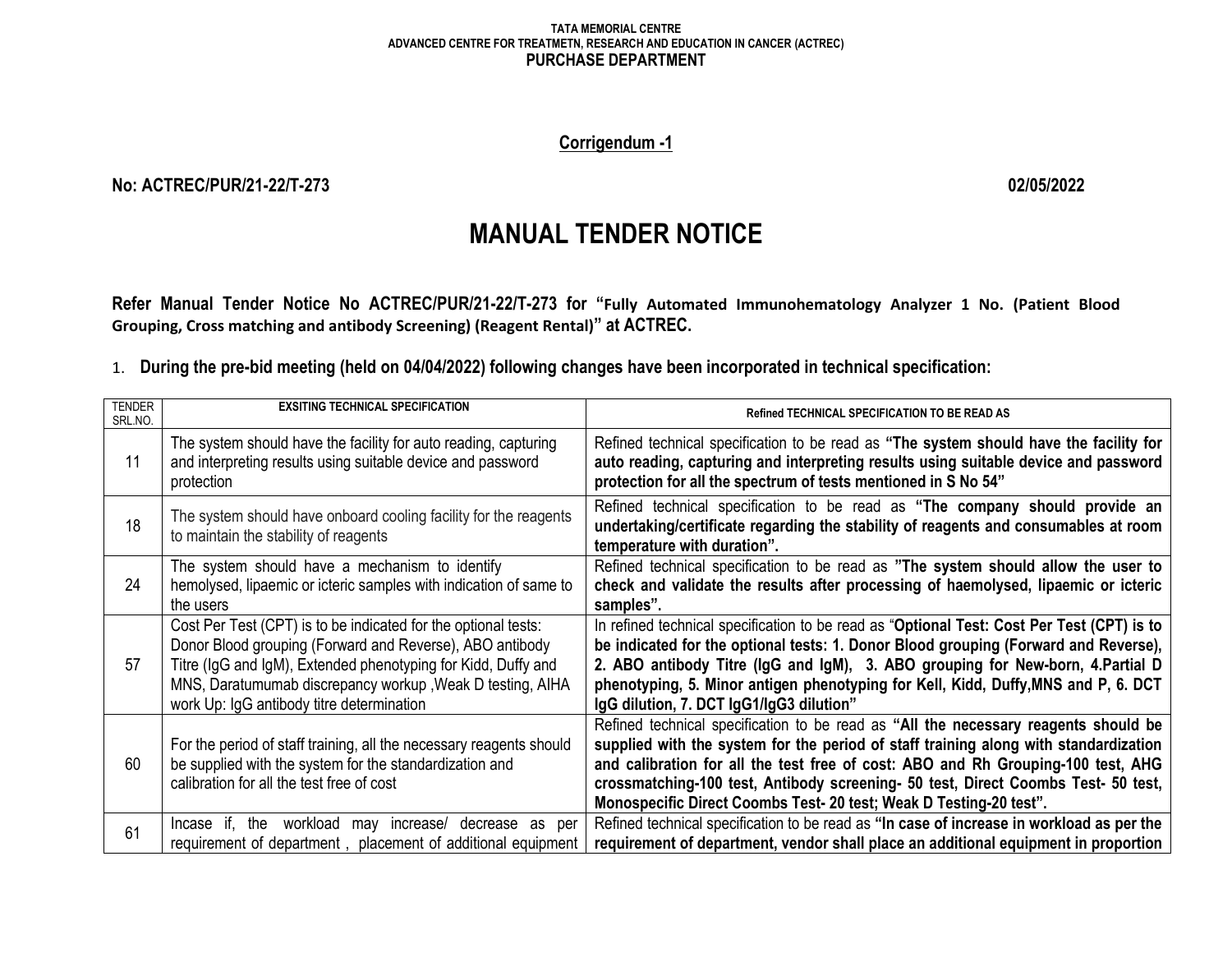**TATA MEMORIAL CENTRE**
**ADVANCED CENTRE FOR TREATMETN, RESEARCH AND EDUCATION IN CANCER (ACTREC)**
**PURCHASE DEPARTMENT**

**Corrigendum -1**

**No: ACTREC/PUR/21-22/T-273** **02/05/2022**

# MANUAL TENDER NOTICE

**Refer Manual Tender Notice No ACTREC/PUR/21-22/T-273 for "Fully Automated Immunohematology Analyzer 1 No. (Patient Blood Grouping, Cross matching and antibody Screening) (Reagent Rental)" at ACTREC.**

1. **During the pre-bid meeting (held on 04/04/2022) following changes have been incorporated in technical specification:**

| TENDER SRL.NO. | EXSITING TECHNICAL SPECIFICATION | Refined TECHNICAL SPECIFICATION TO BE READ AS |
|---|---|---|
| 11 | The system should have the facility for auto reading, capturing and interpreting results using suitable device and password protection | Refined technical specification to be read as **"The system should have the facility for auto reading, capturing and interpreting results using suitable device and password protection for all the spectrum of tests mentioned in S No 54"** |
| 18 | The system should have onboard cooling facility for the reagents to maintain the stability of reagents | Refined technical specification to be read as **"The company should provide an undertaking/certificate regarding the stability of reagents and consumables at room temperature with duration".** |
| 24 | The system should have a mechanism to identify hemolysed, lipaemic or icteric samples with indication of same to the users | Refined technical specification to be read as **"The system should allow the user to check and validate the results after processing of haemolysed, lipaemic or icteric samples".** |
| 57 | Cost Per Test (CPT) is to be indicated for the optional tests: Donor Blood grouping (Forward and Reverse), ABO antibody Titre (IgG and IgM), Extended phenotyping for Kidd, Duffy and MNS, Daratumumab discrepancy workup ,Weak D testing, AIHA work Up: IgG antibody titre determination | In refined technical specification to be read as "**Optional Test: Cost Per Test (CPT) is to be indicated for the optional tests: 1. Donor Blood grouping (Forward and Reverse), 2. ABO antibody Titre (IgG and IgM), 3. ABO grouping for New-born, 4.Partial D phenotyping, 5. Minor antigen phenotyping for Kell, Kidd, Duffy,MNS and P, 6. DCT IgG dilution, 7. DCT IgG1/IgG3 dilution"** |
| 60 | For the period of staff training, all the necessary reagents should be supplied with the system for the standardization and calibration for all the test free of cost | Refined technical specification to be read as **"All the necessary reagents should be supplied with the system for the period of staff training along with standardization and calibration for all the test free of cost: ABO and Rh Grouping-100 test, AHG crossmatching-100 test, Antibody screening- 50 test, Direct Coombs Test- 50 test, Monospecific Direct Coombs Test- 20 test; Weak D Testing-20 test".** |
| 61 | Incase if, the workload may increase/ decrease as per requirement of department , placement of additional equipment | Refined technical specification to be read as **"In case of increase in workload as per the requirement of department, vendor shall place an additional equipment in proportion** |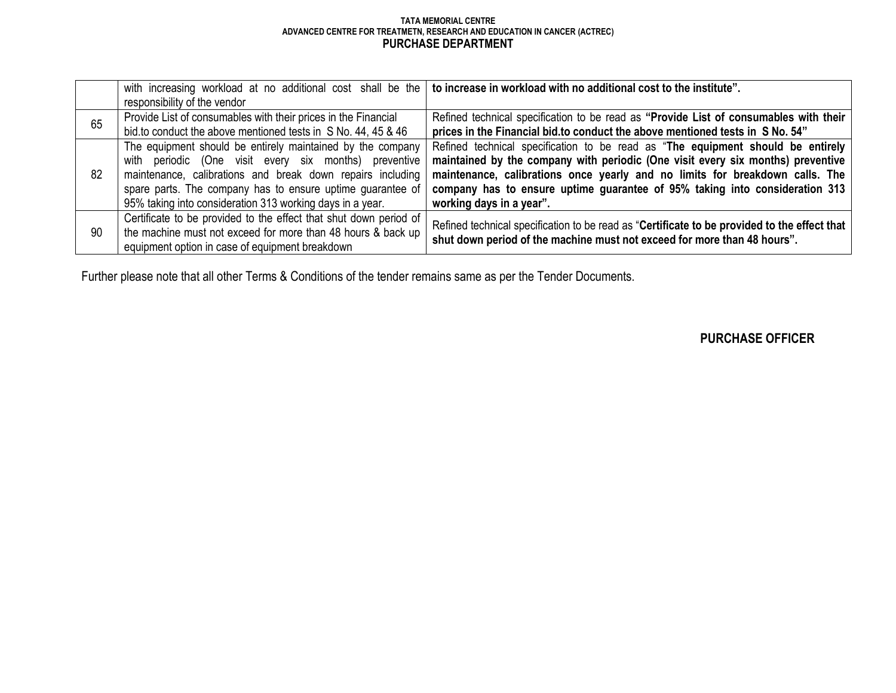| | | |
|---|---|---|
| | with increasing workload at no additional cost shall be the responsibility of the vendor | **to increase in workload with no additional cost to the institute".** |
| 65 | Provide List of consumables with their prices in the Financial bid.to conduct the above mentioned tests in S No. 44, 45 & 46 | Refined technical specification to be read as **"Provide List of consumables with their prices in the Financial bid.to conduct the above mentioned tests in S No. 54"** |
| 82 | The equipment should be entirely maintained by the company with periodic (One visit every six months) preventive maintenance, calibrations and break down repairs including spare parts. The company has to ensure uptime guarantee of 95% taking into consideration 313 working days in a year. | Refined technical specification to be read as "**The equipment should be entirely maintained by the company with periodic (One visit every six months) preventive maintenance, calibrations once yearly and no limits for breakdown calls. The company has to ensure uptime guarantee of 95% taking into consideration 313 working days in a year".** |
| 90 | Certificate to be provided to the effect that shut down period of the machine must not exceed for more than 48 hours & back up equipment option in case of equipment breakdown | Refined technical specification to be read as "**Certificate to be provided to the effect that shut down period of the machine must not exceed for more than 48 hours".** |

Further please note that all other Terms & Conditions of the tender remains same as per the Tender Documents.

**PURCHASE OFFICER**